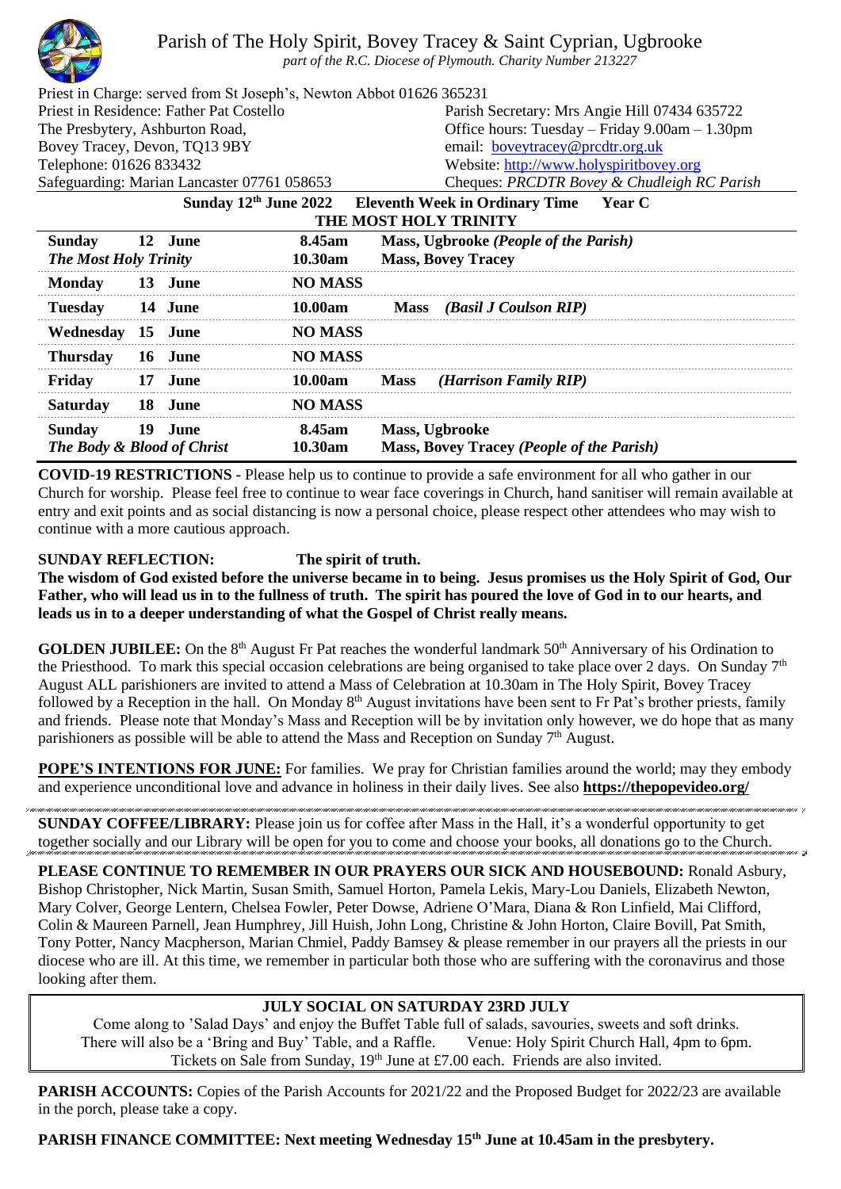# Parish of The Holy Spirit, Bovey Tracey & Saint Cyprian, Ugbrooke

*part of the R.C. Diocese of Plymouth. Charity Number 213227*

Priest in Charge: served from St Joseph's, Newton Abbot 01626 365231
Priest in Residence: Father Pat Costello
The Presbytery, Ashburton Road,
Bovey Tracey, Devon, TQ13 9BY
Telephone: 01626 833432
Safeguarding: Marian Lancaster 07761 058653

Parish Secretary: Mrs Angie Hill 07434 635722
Office hours: Tuesday – Friday 9.00am – 1.30pm
email: boveytracey@prcdtr.org.uk
Website: http://www.holyspiritbovey.org
Cheques: *PRCDTR Bovey & Chudleigh RC Parish*

**Sunday 12th June 2022 Eleventh Week in Ordinary Time Year C**

**THE MOST HOLY TRINITY**

| Day | Time | Service |
|---|---|---|
| **Sunday 12 June** *The Most Holy Trinity* | **8.45am** **10.30am** | **Mass, Ugbrooke *(People of the Parish)*** **Mass, Bovey Tracey** |
| **Monday 13 June** | **NO MASS** | |
| **Tuesday 14 June** | **10.00am** | **Mass *(Basil J Coulson RIP)*** |
| **Wednesday 15 June** | **NO MASS** | |
| **Thursday 16 June** | **NO MASS** | |
| **Friday 17 June** | **10.00am** | **Mass *(Harrison Family RIP)*** |
| **Saturday 18 June** | **NO MASS** | |
| **Sunday 19 June** *The Body & Blood of Christ* | **8.45am** **10.30am** | **Mass, Ugbrooke** **Mass, Bovey Tracey *(People of the Parish)*** |

**COVID-19 RESTRICTIONS -** Please help us to continue to provide a safe environment for all who gather in our Church for worship. Please feel free to continue to wear face coverings in Church, hand sanitiser will remain available at entry and exit points and as social distancing is now a personal choice, please respect other attendees who may wish to continue with a more cautious approach.

**SUNDAY REFLECTION: The spirit of truth.**

**The wisdom of God existed before the universe became in to being. Jesus promises us the Holy Spirit of God, Our Father, who will lead us in to the fullness of truth. The spirit has poured the love of God in to our hearts, and leads us in to a deeper understanding of what the Gospel of Christ really means.**

**GOLDEN JUBILEE:** On the 8th August Fr Pat reaches the wonderful landmark 50th Anniversary of his Ordination to the Priesthood. To mark this special occasion celebrations are being organised to take place over 2 days. On Sunday 7th August ALL parishioners are invited to attend a Mass of Celebration at 10.30am in The Holy Spirit, Bovey Tracey followed by a Reception in the hall. On Monday 8th August invitations have been sent to Fr Pat's brother priests, family and friends. Please note that Monday's Mass and Reception will be by invitation only however, we do hope that as many parishioners as possible will be able to attend the Mass and Reception on Sunday 7th August.

**POPE'S INTENTIONS FOR JUNE:** For families. We pray for Christian families around the world; may they embody and experience unconditional love and advance in holiness in their daily lives. See also **https://thepopevideo.org/**

**SUNDAY COFFEE/LIBRARY:** Please join us for coffee after Mass in the Hall, it's a wonderful opportunity to get together socially and our Library will be open for you to come and choose your books, all donations go to the Church.

**PLEASE CONTINUE TO REMEMBER IN OUR PRAYERS OUR SICK AND HOUSEBOUND:** Ronald Asbury, Bishop Christopher, Nick Martin, Susan Smith, Samuel Horton, Pamela Lekis, Mary-Lou Daniels, Elizabeth Newton, Mary Colver, George Lentern, Chelsea Fowler, Peter Dowse, Adriene O'Mara, Diana & Ron Linfield, Mai Clifford, Colin & Maureen Parnell, Jean Humphrey, Jill Huish, John Long, Christine & John Horton, Claire Bovill, Pat Smith, Tony Potter, Nancy Macpherson, Marian Chmiel, Paddy Bamsey & please remember in our prayers all the priests in our diocese who are ill. At this time, we remember in particular both those who are suffering with the coronavirus and those looking after them.

**JULY SOCIAL ON SATURDAY 23RD JULY**

Come along to 'Salad Days' and enjoy the Buffet Table full of salads, savouries, sweets and soft drinks. There will also be a 'Bring and Buy' Table, and a Raffle. Venue: Holy Spirit Church Hall, 4pm to 6pm. Tickets on Sale from Sunday, 19th June at £7.00 each. Friends are also invited.

**PARISH ACCOUNTS:** Copies of the Parish Accounts for 2021/22 and the Proposed Budget for 2022/23 are available in the porch, please take a copy.

**PARISH FINANCE COMMITTEE: Next meeting Wednesday 15th June at 10.45am in the presbytery.**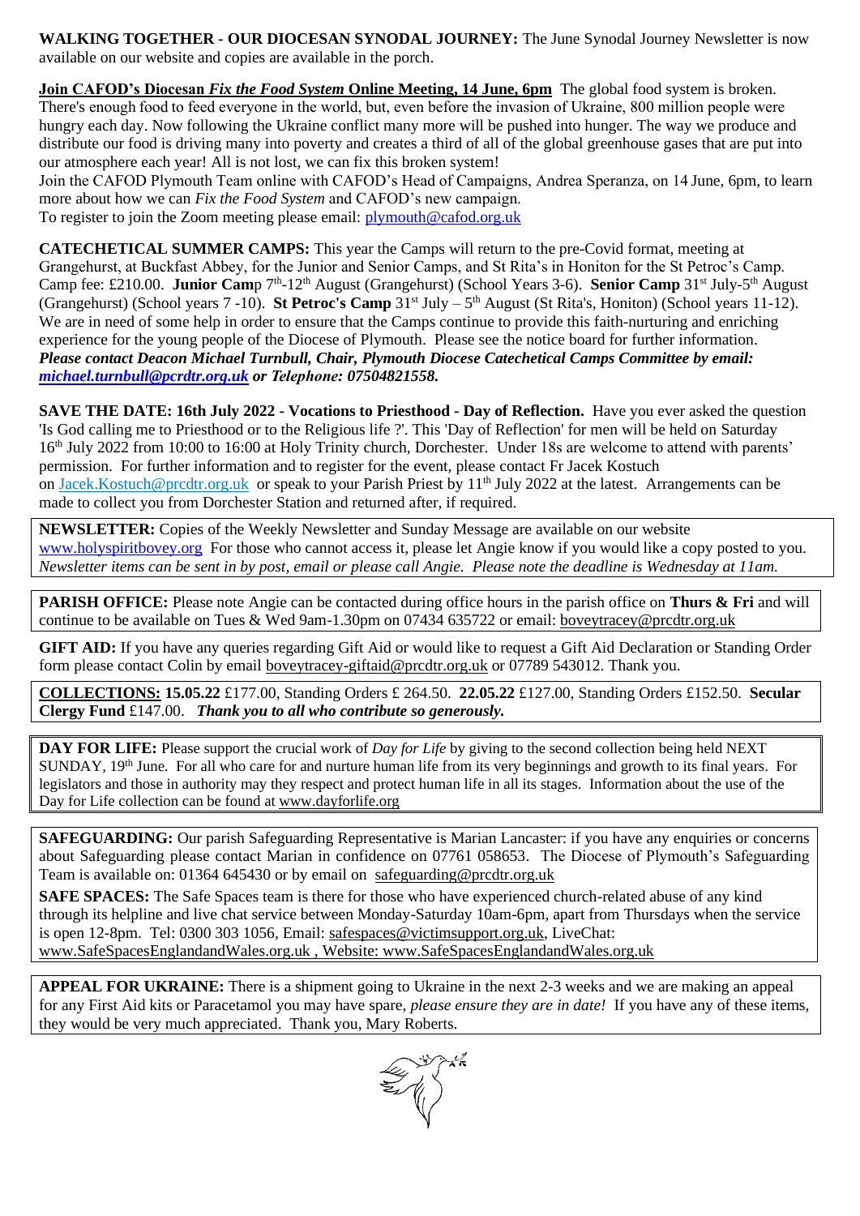**WALKING TOGETHER - OUR DIOCESAN SYNODAL JOURNEY:** The June Synodal Journey Newsletter is now available on our website and copies are available in the porch.

**Join CAFOD's Diocesan *Fix the Food System* Online Meeting, 14 June, 6pm** The global food system is broken. There's enough food to feed everyone in the world, but, even before the invasion of Ukraine, 800 million people were hungry each day. Now following the Ukraine conflict many more will be pushed into hunger. The way we produce and distribute our food is driving many into poverty and creates a third of all of the global greenhouse gases that are put into our atmosphere each year! All is not lost, we can fix this broken system!

Join the CAFOD Plymouth Team online with CAFOD's Head of Campaigns, Andrea Speranza, on 14 June, 6pm, to learn more about how we can *Fix the Food System* and CAFOD's new campaign.

To register to join the Zoom meeting please email: plymouth@cafod.org.uk

**CATECHETICAL SUMMER CAMPS:** This year the Camps will return to the pre-Covid format, meeting at Grangehurst, at Buckfast Abbey, for the Junior and Senior Camps, and St Rita's in Honiton for the St Petroc's Camp. Camp fee: £210.00. **Junior Camp** 7th-12th August (Grangehurst) (School Years 3-6). **Senior Camp** 31st July-5th August (Grangehurst) (School years 7 -10). **St Petroc's Camp** 31st July – 5th August (St Rita's, Honiton) (School years 11-12). We are in need of some help in order to ensure that the Camps continue to provide this faith-nurturing and enriching experience for the young people of the Diocese of Plymouth. Please see the notice board for further information. ***Please contact Deacon Michael Turnbull, Chair, Plymouth Diocese Catechetical Camps Committee by email: michael.turnbull@prcdtr.org.uk or Telephone: 07504821558.***

**SAVE THE DATE: 16th July 2022 - Vocations to Priesthood - Day of Reflection.** Have you ever asked the question 'Is God calling me to Priesthood or to the Religious life ?'. This 'Day of Reflection' for men will be held on Saturday 16th July 2022 from 10:00 to 16:00 at Holy Trinity church, Dorchester. Under 18s are welcome to attend with parents' permission. For further information and to register for the event, please contact Fr Jacek Kostuch on Jacek.Kostuch@prcdtr.org.uk or speak to your Parish Priest by 11th July 2022 at the latest. Arrangements can be made to collect you from Dorchester Station and returned after, if required.

**NEWSLETTER:** Copies of the Weekly Newsletter and Sunday Message are available on our website www.holyspiritbovey.org For those who cannot access it, please let Angie know if you would like a copy posted to you. *Newsletter items can be sent in by post, email or please call Angie. Please note the deadline is Wednesday at 11am.*

**PARISH OFFICE:** Please note Angie can be contacted during office hours in the parish office on **Thurs & Fri** and will continue to be available on Tues & Wed 9am-1.30pm on 07434 635722 or email: boveytracey@prcdtr.org.uk

**GIFT AID:** If you have any queries regarding Gift Aid or would like to request a Gift Aid Declaration or Standing Order form please contact Colin by email boveytracey-giftaid@prcdtr.org.uk or 07789 543012. Thank you.

**COLLECTIONS: 15.05.22** £177.00, Standing Orders £ 264.50. **22.05.22** £127.00, Standing Orders £152.50. **Secular Clergy Fund** £147.00. ***Thank you to all who contribute so generously.***

**DAY FOR LIFE:** Please support the crucial work of *Day for Life* by giving to the second collection being held NEXT SUNDAY, 19th June. For all who care for and nurture human life from its very beginnings and growth to its final years. For legislators and those in authority may they respect and protect human life in all its stages. Information about the use of the Day for Life collection can be found at www.dayforlife.org

**SAFEGUARDING:** Our parish Safeguarding Representative is Marian Lancaster: if you have any enquiries or concerns about Safeguarding please contact Marian in confidence on 07761 058653. The Diocese of Plymouth's Safeguarding Team is available on: 01364 645430 or by email on safeguarding@prcdtr.org.uk

**SAFE SPACES:** The Safe Spaces team is there for those who have experienced church-related abuse of any kind through its helpline and live chat service between Monday-Saturday 10am-6pm, apart from Thursdays when the service is open 12-8pm. Tel: 0300 303 1056, Email: safespaces@victimsupport.org.uk, LiveChat: www.SafeSpacesEnglandandWales.org.uk , Website: www.SafeSpacesEnglandandWales.org.uk

**APPEAL FOR UKRAINE:** There is a shipment going to Ukraine in the next 2-3 weeks and we are making an appeal for any First Aid kits or Paracetamol you may have spare, *please ensure they are in date!* If you have any of these items, they would be very much appreciated. Thank you, Mary Roberts.